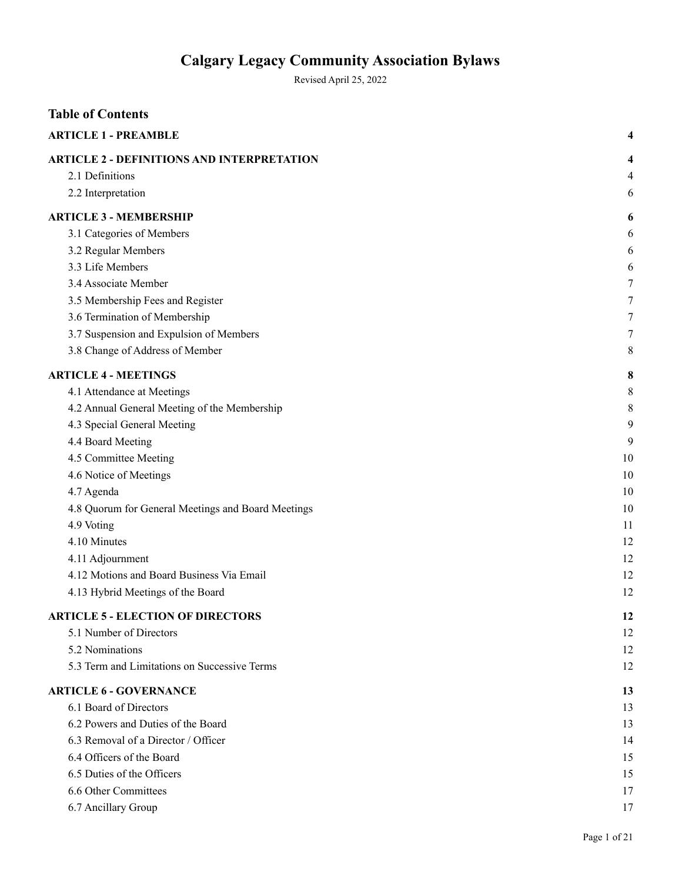# Calgary Legacy Community Association Bylaws

Revised April 25, 2022

## Table of Contents

| | |
|---|---|
| **ARTICLE 1 - PREAMBLE** | **4** |
| **ARTICLE 2 - DEFINITIONS AND INTERPRETATION** | **4** |
| 2.1 Definitions | 4 |
| 2.2 Interpretation | 6 |
| **ARTICLE 3 - MEMBERSHIP** | **6** |
| 3.1 Categories of Members | 6 |
| 3.2 Regular Members | 6 |
| 3.3 Life Members | 6 |
| 3.4 Associate Member | 7 |
| 3.5 Membership Fees and Register | 7 |
| 3.6 Termination of Membership | 7 |
| 3.7 Suspension and Expulsion of Members | 7 |
| 3.8 Change of Address of Member | 8 |
| **ARTICLE 4 - MEETINGS** | **8** |
| 4.1 Attendance at Meetings | 8 |
| 4.2 Annual General Meeting of the Membership | 8 |
| 4.3 Special General Meeting | 9 |
| 4.4 Board Meeting | 9 |
| 4.5 Committee Meeting | 10 |
| 4.6 Notice of Meetings | 10 |
| 4.7 Agenda | 10 |
| 4.8 Quorum for General Meetings and Board Meetings | 10 |
| 4.9 Voting | 11 |
| 4.10 Minutes | 12 |
| 4.11 Adjournment | 12 |
| 4.12 Motions and Board Business Via Email | 12 |
| 4.13 Hybrid Meetings of the Board | 12 |
| **ARTICLE 5 - ELECTION OF DIRECTORS** | **12** |
| 5.1 Number of Directors | 12 |
| 5.2 Nominations | 12 |
| 5.3 Term and Limitations on Successive Terms | 12 |
| **ARTICLE 6 - GOVERNANCE** | **13** |
| 6.1 Board of Directors | 13 |
| 6.2 Powers and Duties of the Board | 13 |
| 6.3 Removal of a Director / Officer | 14 |
| 6.4 Officers of the Board | 15 |
| 6.5 Duties of the Officers | 15 |
| 6.6 Other Committees | 17 |
| 6.7 Ancillary Group | 17 |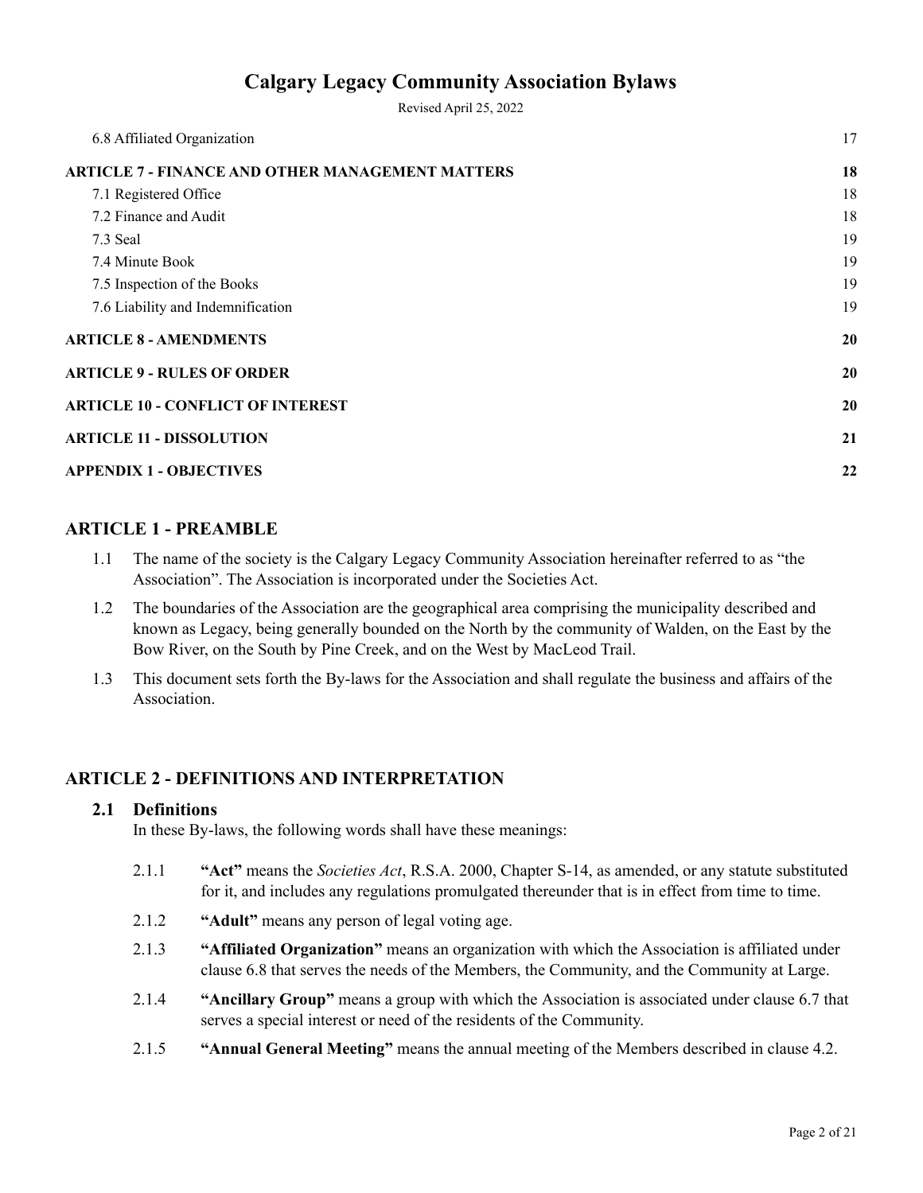| | |
|---|---|
| 6.8 Affiliated Organization | 17 |
| **ARTICLE 7 - FINANCE AND OTHER MANAGEMENT MATTERS** | **18** |
| 7.1 Registered Office | 18 |
| 7.2 Finance and Audit | 18 |
| 7.3 Seal | 19 |
| 7.4 Minute Book | 19 |
| 7.5 Inspection of the Books | 19 |
| 7.6 Liability and Indemnification | 19 |
| **ARTICLE 8 - AMENDMENTS** | **20** |
| **ARTICLE 9 - RULES OF ORDER** | **20** |
| **ARTICLE 10 - CONFLICT OF INTEREST** | **20** |
| **ARTICLE 11 - DISSOLUTION** | **21** |
| **APPENDIX 1 - OBJECTIVES** | **22** |

## ARTICLE 1 - PREAMBLE

1.1 The name of the society is the Calgary Legacy Community Association hereinafter referred to as "the Association". The Association is incorporated under the Societies Act.

1.2 The boundaries of the Association are the geographical area comprising the municipality described and known as Legacy, being generally bounded on the North by the community of Walden, on the East by the Bow River, on the South by Pine Creek, and on the West by MacLeod Trail.

1.3 This document sets forth the By-laws for the Association and shall regulate the business and affairs of the Association.

## ARTICLE 2 - DEFINITIONS AND INTERPRETATION

### 2.1 Definitions

In these By-laws, the following words shall have these meanings:

2.1.1 **"Act"** means the *Societies Act*, R.S.A. 2000, Chapter S-14, as amended, or any statute substituted for it, and includes any regulations promulgated thereunder that is in effect from time to time.

2.1.2 **"Adult"** means any person of legal voting age.

2.1.3 **"Affiliated Organization"** means an organization with which the Association is affiliated under clause 6.8 that serves the needs of the Members, the Community, and the Community at Large.

2.1.4 **"Ancillary Group"** means a group with which the Association is associated under clause 6.7 that serves a special interest or need of the residents of the Community.

2.1.5 **"Annual General Meeting"** means the annual meeting of the Members described in clause 4.2.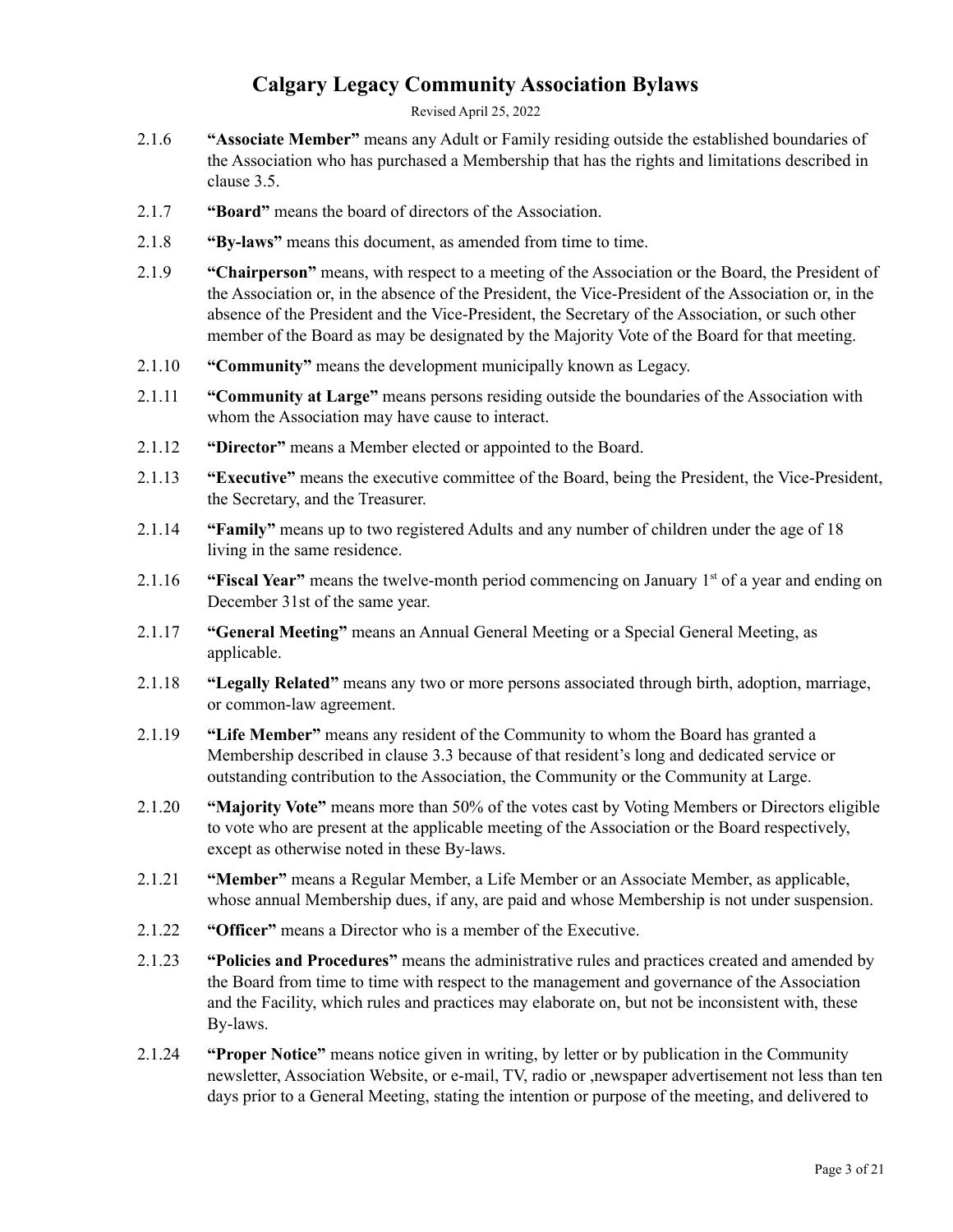2.1.6 **"Associate Member"** means any Adult or Family residing outside the established boundaries of the Association who has purchased a Membership that has the rights and limitations described in clause 3.5.

2.1.7 **"Board"** means the board of directors of the Association.

2.1.8 **"By-laws"** means this document, as amended from time to time.

2.1.9 **"Chairperson"** means, with respect to a meeting of the Association or the Board, the President of the Association or, in the absence of the President, the Vice-President of the Association or, in the absence of the President and the Vice-President, the Secretary of the Association, or such other member of the Board as may be designated by the Majority Vote of the Board for that meeting.

2.1.10 **"Community"** means the development municipally known as Legacy.

2.1.11 **"Community at Large"** means persons residing outside the boundaries of the Association with whom the Association may have cause to interact.

2.1.12 **"Director"** means a Member elected or appointed to the Board.

2.1.13 **"Executive"** means the executive committee of the Board, being the President, the Vice-President, the Secretary, and the Treasurer.

2.1.14 **"Family"** means up to two registered Adults and any number of children under the age of 18 living in the same residence.

2.1.16 **"Fiscal Year"** means the twelve-month period commencing on January 1st of a year and ending on December 31st of the same year.

2.1.17 **"General Meeting"** means an Annual General Meeting or a Special General Meeting, as applicable.

2.1.18 **"Legally Related"** means any two or more persons associated through birth, adoption, marriage, or common-law agreement.

2.1.19 **"Life Member"** means any resident of the Community to whom the Board has granted a Membership described in clause 3.3 because of that resident's long and dedicated service or outstanding contribution to the Association, the Community or the Community at Large.

2.1.20 **"Majority Vote"** means more than 50% of the votes cast by Voting Members or Directors eligible to vote who are present at the applicable meeting of the Association or the Board respectively, except as otherwise noted in these By-laws.

2.1.21 **"Member"** means a Regular Member, a Life Member or an Associate Member, as applicable, whose annual Membership dues, if any, are paid and whose Membership is not under suspension.

2.1.22 **"Officer"** means a Director who is a member of the Executive.

2.1.23 **"Policies and Procedures"** means the administrative rules and practices created and amended by the Board from time to time with respect to the management and governance of the Association and the Facility, which rules and practices may elaborate on, but not be inconsistent with, these By-laws.

2.1.24 **"Proper Notice"** means notice given in writing, by letter or by publication in the Community newsletter, Association Website, or e-mail, TV, radio or ,newspaper advertisement not less than ten days prior to a General Meeting, stating the intention or purpose of the meeting, and delivered to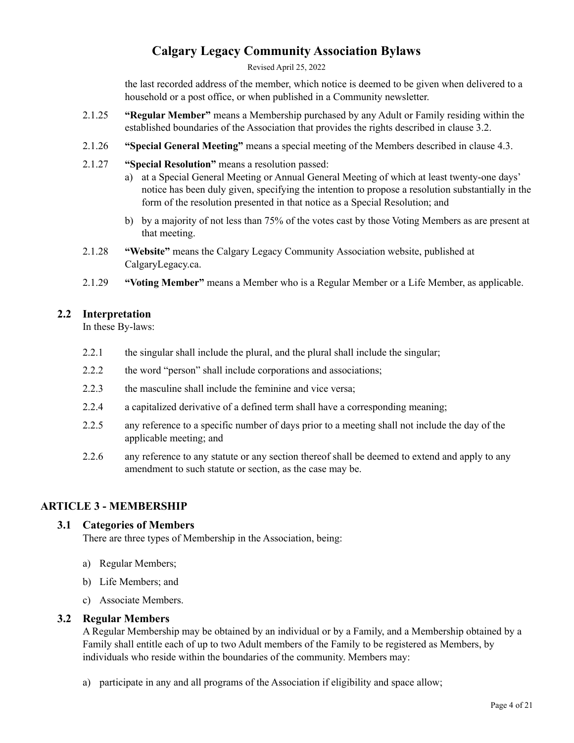the last recorded address of the member, which notice is deemed to be given when delivered to a household or a post office, or when published in a Community newsletter.

2.1.25 **"Regular Member"** means a Membership purchased by any Adult or Family residing within the established boundaries of the Association that provides the rights described in clause 3.2.

2.1.26 **"Special General Meeting"** means a special meeting of the Members described in clause 4.3.

2.1.27 **"Special Resolution"** means a resolution passed:

a) at a Special General Meeting or Annual General Meeting of which at least twenty-one days' notice has been duly given, specifying the intention to propose a resolution substantially in the form of the resolution presented in that notice as a Special Resolution; and

b) by a majority of not less than 75% of the votes cast by those Voting Members as are present at that meeting.

2.1.28 **"Website"** means the Calgary Legacy Community Association website, published at CalgaryLegacy.ca.

2.1.29 **"Voting Member"** means a Member who is a Regular Member or a Life Member, as applicable.

### 2.2 Interpretation

In these By-laws:

2.2.1 the singular shall include the plural, and the plural shall include the singular;

2.2.2 the word "person" shall include corporations and associations;

2.2.3 the masculine shall include the feminine and vice versa;

2.2.4 a capitalized derivative of a defined term shall have a corresponding meaning;

2.2.5 any reference to a specific number of days prior to a meeting shall not include the day of the applicable meeting; and

2.2.6 any reference to any statute or any section thereof shall be deemed to extend and apply to any amendment to such statute or section, as the case may be.

## ARTICLE 3 - MEMBERSHIP

### 3.1 Categories of Members

There are three types of Membership in the Association, being:

a) Regular Members;

b) Life Members; and

c) Associate Members.

### 3.2 Regular Members

A Regular Membership may be obtained by an individual or by a Family, and a Membership obtained by a Family shall entitle each of up to two Adult members of the Family to be registered as Members, by individuals who reside within the boundaries of the community. Members may:

a) participate in any and all programs of the Association if eligibility and space allow;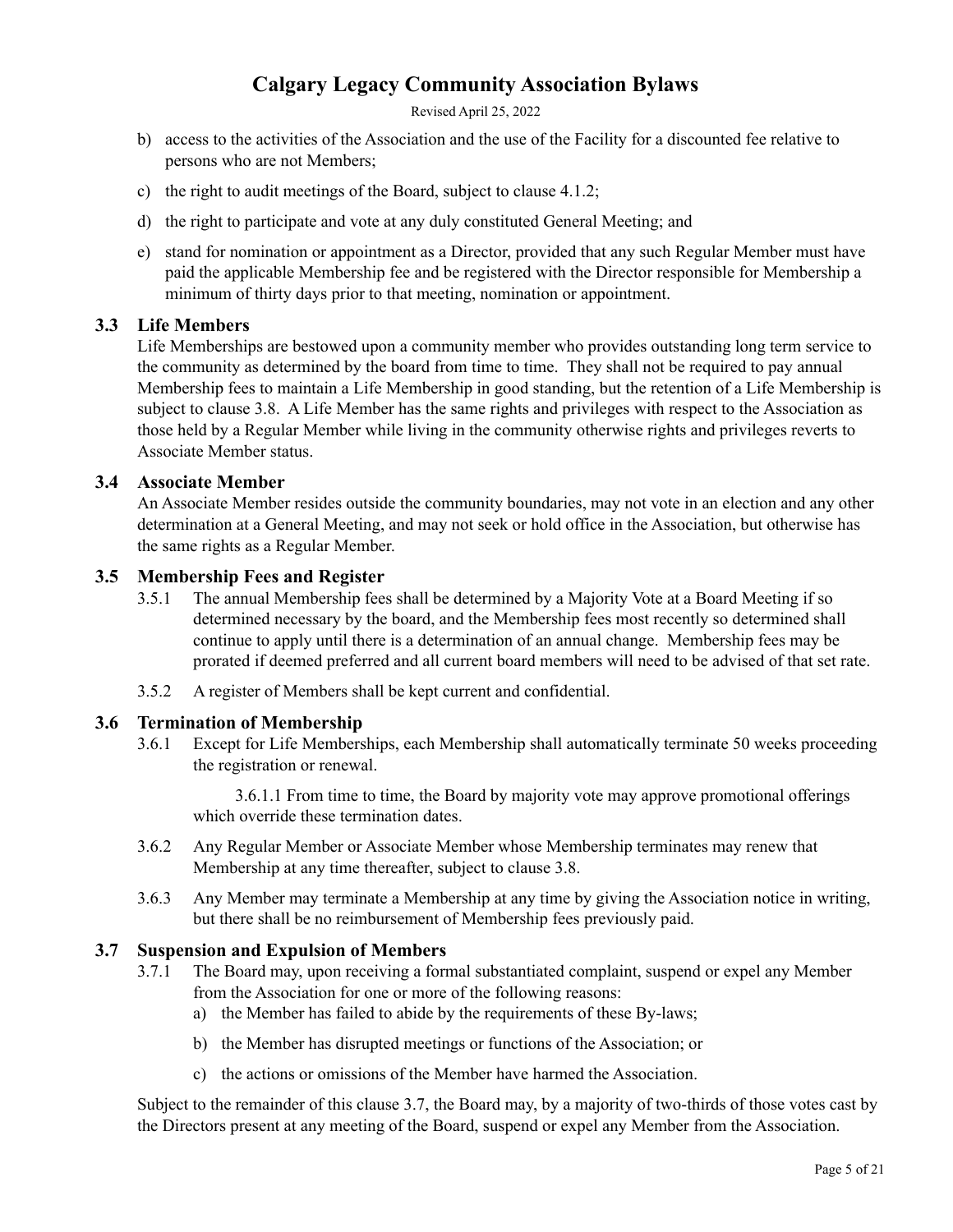b) access to the activities of the Association and the use of the Facility for a discounted fee relative to persons who are not Members;

c) the right to audit meetings of the Board, subject to clause 4.1.2;

d) the right to participate and vote at any duly constituted General Meeting; and

e) stand for nomination or appointment as a Director, provided that any such Regular Member must have paid the applicable Membership fee and be registered with the Director responsible for Membership a minimum of thirty days prior to that meeting, nomination or appointment.

### 3.3 Life Members

Life Memberships are bestowed upon a community member who provides outstanding long term service to the community as determined by the board from time to time. They shall not be required to pay annual Membership fees to maintain a Life Membership in good standing, but the retention of a Life Membership is subject to clause 3.8. A Life Member has the same rights and privileges with respect to the Association as those held by a Regular Member while living in the community otherwise rights and privileges reverts to Associate Member status.

### 3.4 Associate Member

An Associate Member resides outside the community boundaries, may not vote in an election and any other determination at a General Meeting, and may not seek or hold office in the Association, but otherwise has the same rights as a Regular Member.

### 3.5 Membership Fees and Register

3.5.1 The annual Membership fees shall be determined by a Majority Vote at a Board Meeting if so determined necessary by the board, and the Membership fees most recently so determined shall continue to apply until there is a determination of an annual change. Membership fees may be prorated if deemed preferred and all current board members will need to be advised of that set rate.

3.5.2 A register of Members shall be kept current and confidential.

### 3.6 Termination of Membership

3.6.1 Except for Life Memberships, each Membership shall automatically terminate 50 weeks proceeding the registration or renewal.

3.6.1.1 From time to time, the Board by majority vote may approve promotional offerings which override these termination dates.

3.6.2 Any Regular Member or Associate Member whose Membership terminates may renew that Membership at any time thereafter, subject to clause 3.8.

3.6.3 Any Member may terminate a Membership at any time by giving the Association notice in writing, but there shall be no reimbursement of Membership fees previously paid.

### 3.7 Suspension and Expulsion of Members

3.7.1 The Board may, upon receiving a formal substantiated complaint, suspend or expel any Member from the Association for one or more of the following reasons:

a) the Member has failed to abide by the requirements of these By-laws;

b) the Member has disrupted meetings or functions of the Association; or

c) the actions or omissions of the Member have harmed the Association.

Subject to the remainder of this clause 3.7, the Board may, by a majority of two-thirds of those votes cast by the Directors present at any meeting of the Board, suspend or expel any Member from the Association.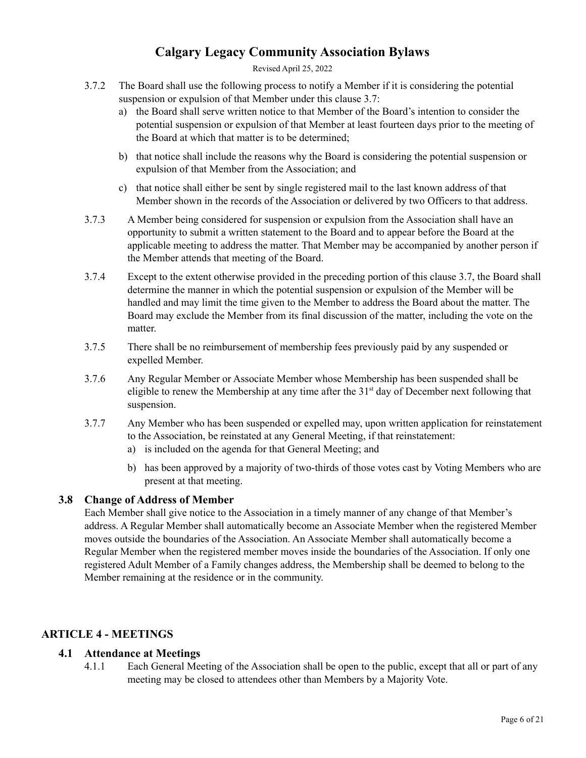3.7.2 The Board shall use the following process to notify a Member if it is considering the potential suspension or expulsion of that Member under this clause 3.7:

a) the Board shall serve written notice to that Member of the Board's intention to consider the potential suspension or expulsion of that Member at least fourteen days prior to the meeting of the Board at which that matter is to be determined;

b) that notice shall include the reasons why the Board is considering the potential suspension or expulsion of that Member from the Association; and

c) that notice shall either be sent by single registered mail to the last known address of that Member shown in the records of the Association or delivered by two Officers to that address.

3.7.3 A Member being considered for suspension or expulsion from the Association shall have an opportunity to submit a written statement to the Board and to appear before the Board at the applicable meeting to address the matter. That Member may be accompanied by another person if the Member attends that meeting of the Board.

3.7.4 Except to the extent otherwise provided in the preceding portion of this clause 3.7, the Board shall determine the manner in which the potential suspension or expulsion of the Member will be handled and may limit the time given to the Member to address the Board about the matter. The Board may exclude the Member from its final discussion of the matter, including the vote on the matter.

3.7.5 There shall be no reimbursement of membership fees previously paid by any suspended or expelled Member.

3.7.6 Any Regular Member or Associate Member whose Membership has been suspended shall be eligible to renew the Membership at any time after the 31st day of December next following that suspension.

3.7.7 Any Member who has been suspended or expelled may, upon written application for reinstatement to the Association, be reinstated at any General Meeting, if that reinstatement:

a) is included on the agenda for that General Meeting; and

b) has been approved by a majority of two-thirds of those votes cast by Voting Members who are present at that meeting.

### 3.8 Change of Address of Member

Each Member shall give notice to the Association in a timely manner of any change of that Member's address. A Regular Member shall automatically become an Associate Member when the registered Member moves outside the boundaries of the Association. An Associate Member shall automatically become a Regular Member when the registered member moves inside the boundaries of the Association. If only one registered Adult Member of a Family changes address, the Membership shall be deemed to belong to the Member remaining at the residence or in the community.

## ARTICLE 4 - MEETINGS

### 4.1 Attendance at Meetings

4.1.1 Each General Meeting of the Association shall be open to the public, except that all or part of any meeting may be closed to attendees other than Members by a Majority Vote.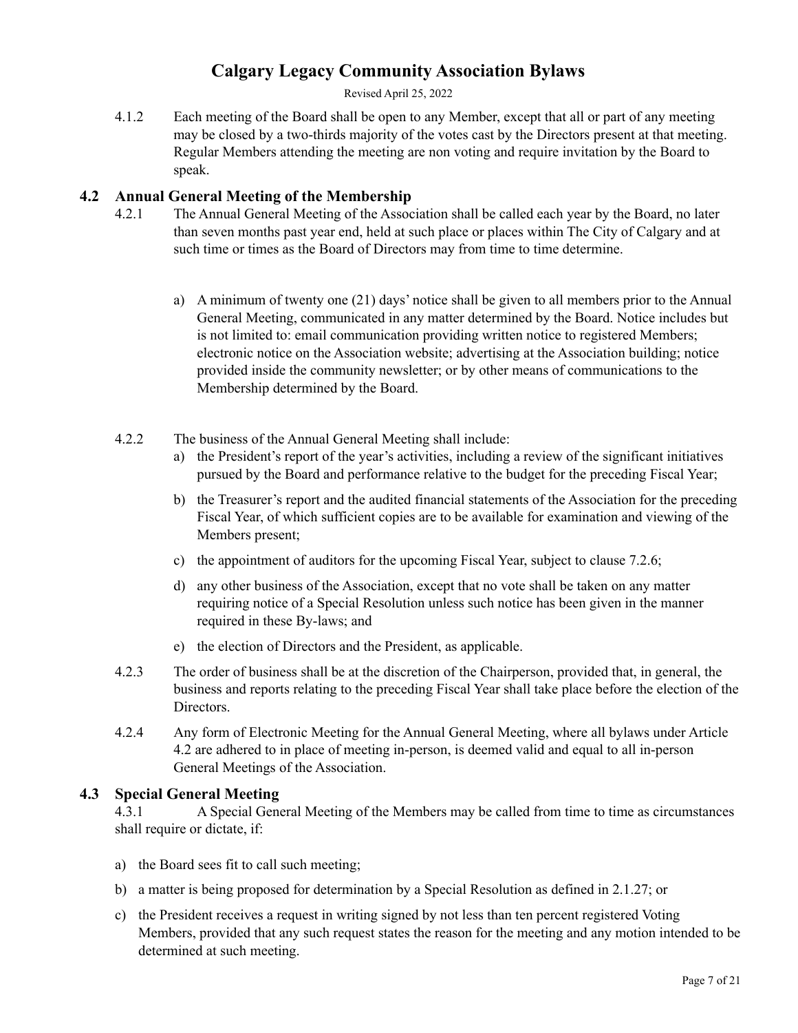4.1.2 Each meeting of the Board shall be open to any Member, except that all or part of any meeting may be closed by a two-thirds majority of the votes cast by the Directors present at that meeting. Regular Members attending the meeting are non voting and require invitation by the Board to speak.

## 4.2 Annual General Meeting of the Membership

4.2.1 The Annual General Meeting of the Association shall be called each year by the Board, no later than seven months past year end, held at such place or places within The City of Calgary and at such time or times as the Board of Directors may from time to time determine.

a) A minimum of twenty one (21) days' notice shall be given to all members prior to the Annual General Meeting, communicated in any matter determined by the Board. Notice includes but is not limited to: email communication providing written notice to registered Members; electronic notice on the Association website; advertising at the Association building; notice provided inside the community newsletter; or by other means of communications to the Membership determined by the Board.

4.2.2 The business of the Annual General Meeting shall include:

a) the President's report of the year's activities, including a review of the significant initiatives pursued by the Board and performance relative to the budget for the preceding Fiscal Year;

b) the Treasurer's report and the audited financial statements of the Association for the preceding Fiscal Year, of which sufficient copies are to be available for examination and viewing of the Members present;

c) the appointment of auditors for the upcoming Fiscal Year, subject to clause 7.2.6;

d) any other business of the Association, except that no vote shall be taken on any matter requiring notice of a Special Resolution unless such notice has been given in the manner required in these By-laws; and

e) the election of Directors and the President, as applicable.

4.2.3 The order of business shall be at the discretion of the Chairperson, provided that, in general, the business and reports relating to the preceding Fiscal Year shall take place before the election of the Directors.

4.2.4 Any form of Electronic Meeting for the Annual General Meeting, where all bylaws under Article 4.2 are adhered to in place of meeting in-person, is deemed valid and equal to all in-person General Meetings of the Association.

## 4.3 Special General Meeting

4.3.1 A Special General Meeting of the Members may be called from time to time as circumstances shall require or dictate, if:

a) the Board sees fit to call such meeting;

b) a matter is being proposed for determination by a Special Resolution as defined in 2.1.27; or

c) the President receives a request in writing signed by not less than ten percent registered Voting Members, provided that any such request states the reason for the meeting and any motion intended to be determined at such meeting.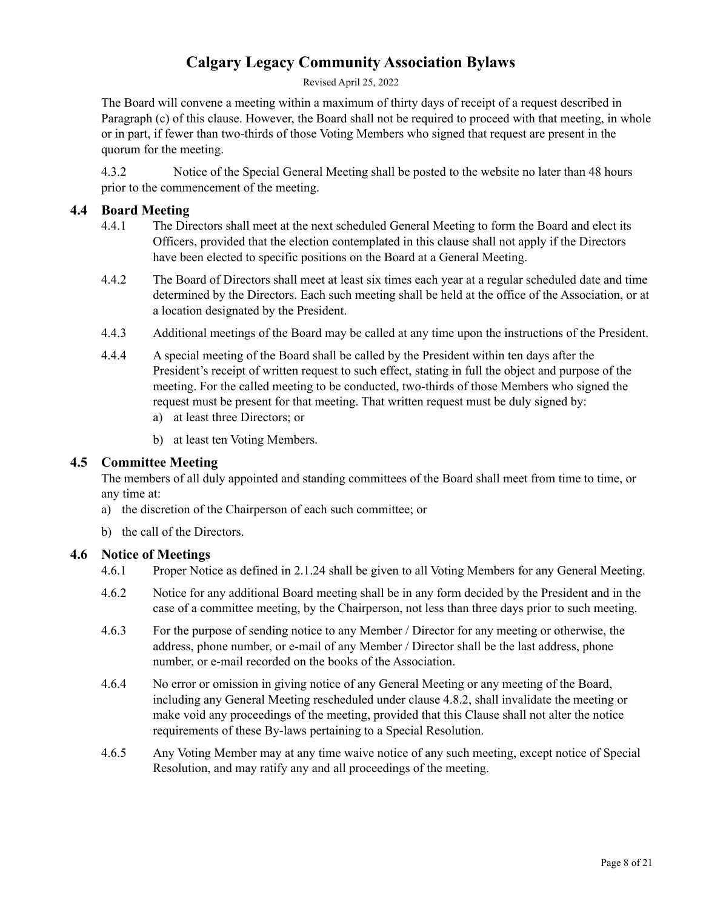The Board will convene a meeting within a maximum of thirty days of receipt of a request described in Paragraph (c) of this clause. However, the Board shall not be required to proceed with that meeting, in whole or in part, if fewer than two-thirds of those Voting Members who signed that request are present in the quorum for the meeting.

4.3.2 Notice of the Special General Meeting shall be posted to the website no later than 48 hours prior to the commencement of the meeting.

## 4.4 Board Meeting

4.4.1 The Directors shall meet at the next scheduled General Meeting to form the Board and elect its Officers, provided that the election contemplated in this clause shall not apply if the Directors have been elected to specific positions on the Board at a General Meeting.

4.4.2 The Board of Directors shall meet at least six times each year at a regular scheduled date and time determined by the Directors. Each such meeting shall be held at the office of the Association, or at a location designated by the President.

4.4.3 Additional meetings of the Board may be called at any time upon the instructions of the President.

4.4.4 A special meeting of the Board shall be called by the President within ten days after the President's receipt of written request to such effect, stating in full the object and purpose of the meeting. For the called meeting to be conducted, two-thirds of those Members who signed the request must be present for that meeting. That written request must be duly signed by:

a) at least three Directors; or

b) at least ten Voting Members.

## 4.5 Committee Meeting

The members of all duly appointed and standing committees of the Board shall meet from time to time, or any time at:

a) the discretion of the Chairperson of each such committee; or

b) the call of the Directors.

## 4.6 Notice of Meetings

4.6.1 Proper Notice as defined in 2.1.24 shall be given to all Voting Members for any General Meeting.

4.6.2 Notice for any additional Board meeting shall be in any form decided by the President and in the case of a committee meeting, by the Chairperson, not less than three days prior to such meeting.

4.6.3 For the purpose of sending notice to any Member / Director for any meeting or otherwise, the address, phone number, or e-mail of any Member / Director shall be the last address, phone number, or e-mail recorded on the books of the Association.

4.6.4 No error or omission in giving notice of any General Meeting or any meeting of the Board, including any General Meeting rescheduled under clause 4.8.2, shall invalidate the meeting or make void any proceedings of the meeting, provided that this Clause shall not alter the notice requirements of these By-laws pertaining to a Special Resolution.

4.6.5 Any Voting Member may at any time waive notice of any such meeting, except notice of Special Resolution, and may ratify any and all proceedings of the meeting.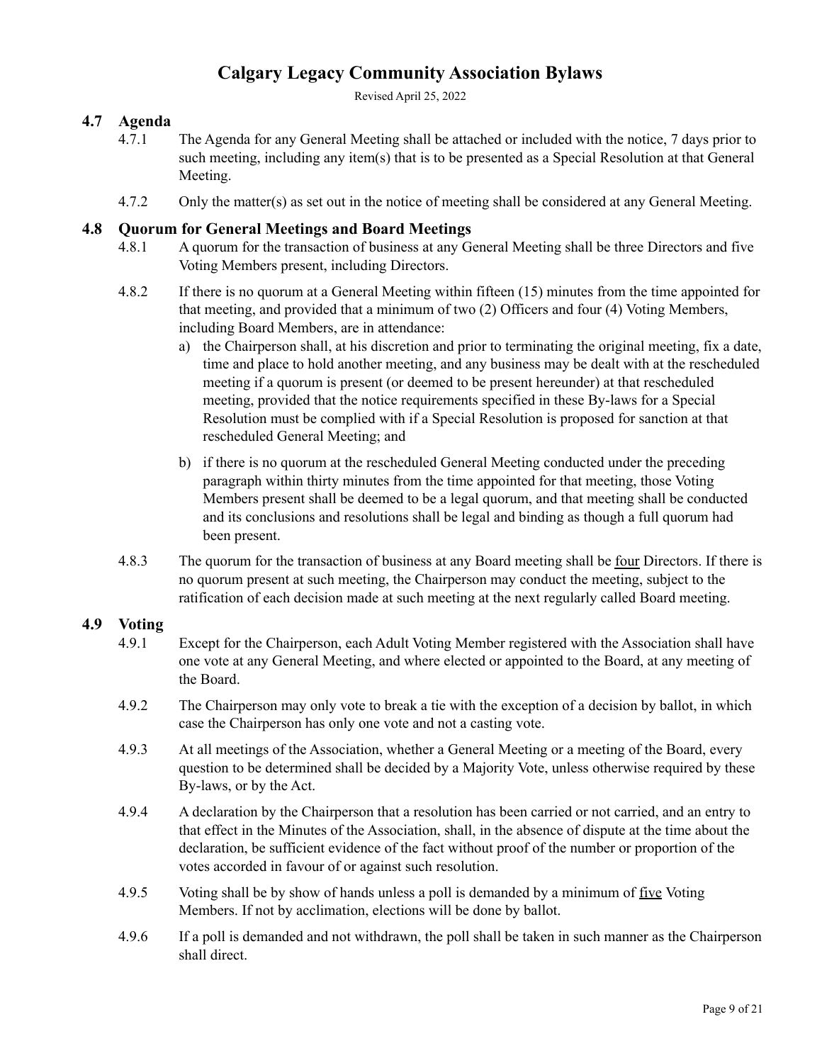## 4.7 Agenda

4.7.1 The Agenda for any General Meeting shall be attached or included with the notice, 7 days prior to such meeting, including any item(s) that is to be presented as a Special Resolution at that General Meeting.

4.7.2 Only the matter(s) as set out in the notice of meeting shall be considered at any General Meeting.

## 4.8 Quorum for General Meetings and Board Meetings

4.8.1 A quorum for the transaction of business at any General Meeting shall be three Directors and five Voting Members present, including Directors.

4.8.2 If there is no quorum at a General Meeting within fifteen (15) minutes from the time appointed for that meeting, and provided that a minimum of two (2) Officers and four (4) Voting Members, including Board Members, are in attendance:

a) the Chairperson shall, at his discretion and prior to terminating the original meeting, fix a date, time and place to hold another meeting, and any business may be dealt with at the rescheduled meeting if a quorum is present (or deemed to be present hereunder) at that rescheduled meeting, provided that the notice requirements specified in these By-laws for a Special Resolution must be complied with if a Special Resolution is proposed for sanction at that rescheduled General Meeting; and

b) if there is no quorum at the rescheduled General Meeting conducted under the preceding paragraph within thirty minutes from the time appointed for that meeting, those Voting Members present shall be deemed to be a legal quorum, and that meeting shall be conducted and its conclusions and resolutions shall be legal and binding as though a full quorum had been present.

4.8.3 The quorum for the transaction of business at any Board meeting shall be <u>four</u> Directors. If there is no quorum present at such meeting, the Chairperson may conduct the meeting, subject to the ratification of each decision made at such meeting at the next regularly called Board meeting.

## 4.9 Voting

4.9.1 Except for the Chairperson, each Adult Voting Member registered with the Association shall have one vote at any General Meeting, and where elected or appointed to the Board, at any meeting of the Board.

4.9.2 The Chairperson may only vote to break a tie with the exception of a decision by ballot, in which case the Chairperson has only one vote and not a casting vote.

4.9.3 At all meetings of the Association, whether a General Meeting or a meeting of the Board, every question to be determined shall be decided by a Majority Vote, unless otherwise required by these By-laws, or by the Act.

4.9.4 A declaration by the Chairperson that a resolution has been carried or not carried, and an entry to that effect in the Minutes of the Association, shall, in the absence of dispute at the time about the declaration, be sufficient evidence of the fact without proof of the number or proportion of the votes accorded in favour of or against such resolution.

4.9.5 Voting shall be by show of hands unless a poll is demanded by a minimum of <u>five</u> Voting Members. If not by acclimation, elections will be done by ballot.

4.9.6 If a poll is demanded and not withdrawn, the poll shall be taken in such manner as the Chairperson shall direct.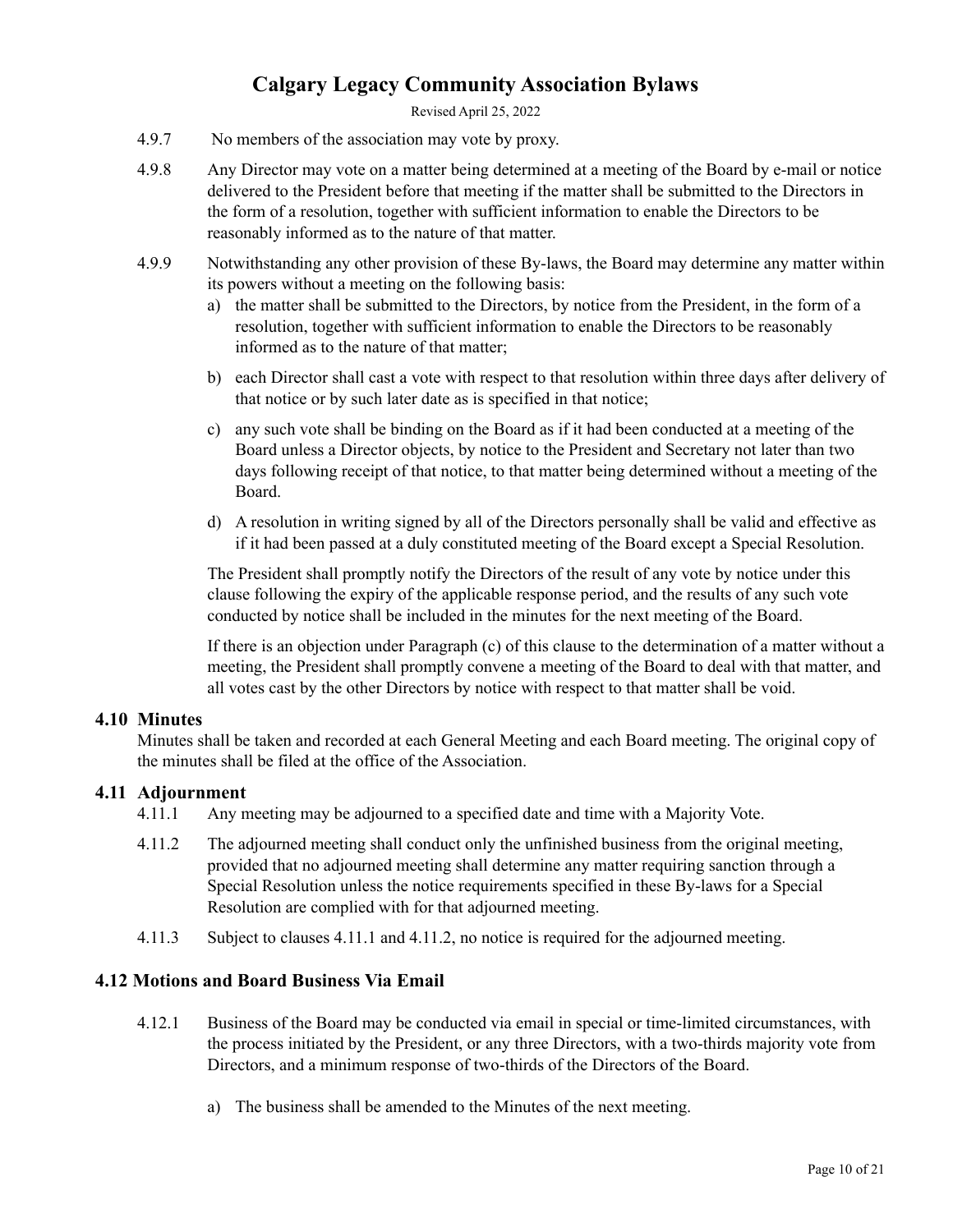4.9.7 No members of the association may vote by proxy.

4.9.8 Any Director may vote on a matter being determined at a meeting of the Board by e-mail or notice delivered to the President before that meeting if the matter shall be submitted to the Directors in the form of a resolution, together with sufficient information to enable the Directors to be reasonably informed as to the nature of that matter.

4.9.9 Notwithstanding any other provision of these By-laws, the Board may determine any matter within its powers without a meeting on the following basis:

a) the matter shall be submitted to the Directors, by notice from the President, in the form of a resolution, together with sufficient information to enable the Directors to be reasonably informed as to the nature of that matter;

b) each Director shall cast a vote with respect to that resolution within three days after delivery of that notice or by such later date as is specified in that notice;

c) any such vote shall be binding on the Board as if it had been conducted at a meeting of the Board unless a Director objects, by notice to the President and Secretary not later than two days following receipt of that notice, to that matter being determined without a meeting of the Board.

d) A resolution in writing signed by all of the Directors personally shall be valid and effective as if it had been passed at a duly constituted meeting of the Board except a Special Resolution.

The President shall promptly notify the Directors of the result of any vote by notice under this clause following the expiry of the applicable response period, and the results of any such vote conducted by notice shall be included in the minutes for the next meeting of the Board.

If there is an objection under Paragraph (c) of this clause to the determination of a matter without a meeting, the President shall promptly convene a meeting of the Board to deal with that matter, and all votes cast by the other Directors by notice with respect to that matter shall be void.

### 4.10 Minutes

Minutes shall be taken and recorded at each General Meeting and each Board meeting. The original copy of the minutes shall be filed at the office of the Association.

### 4.11 Adjournment

4.11.1 Any meeting may be adjourned to a specified date and time with a Majority Vote.

4.11.2 The adjourned meeting shall conduct only the unfinished business from the original meeting, provided that no adjourned meeting shall determine any matter requiring sanction through a Special Resolution unless the notice requirements specified in these By-laws for a Special Resolution are complied with for that adjourned meeting.

4.11.3 Subject to clauses 4.11.1 and 4.11.2, no notice is required for the adjourned meeting.

### 4.12 Motions and Board Business Via Email

4.12.1 Business of the Board may be conducted via email in special or time-limited circumstances, with the process initiated by the President, or any three Directors, with a two-thirds majority vote from Directors, and a minimum response of two-thirds of the Directors of the Board.

a) The business shall be amended to the Minutes of the next meeting.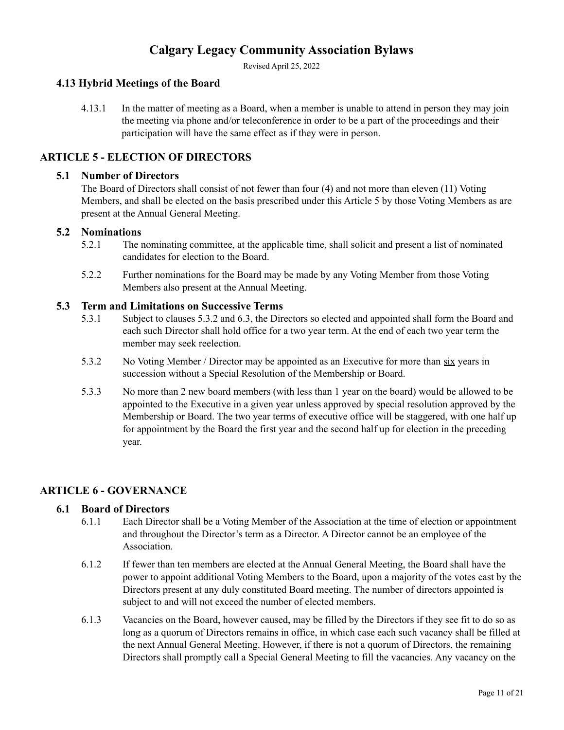### 4.13 Hybrid Meetings of the Board

4.13.1 In the matter of meeting as a Board, when a member is unable to attend in person they may join the meeting via phone and/or teleconference in order to be a part of the proceedings and their participation will have the same effect as if they were in person.

## ARTICLE 5 - ELECTION OF DIRECTORS

### 5.1 Number of Directors

The Board of Directors shall consist of not fewer than four (4) and not more than eleven (11) Voting Members, and shall be elected on the basis prescribed under this Article 5 by those Voting Members as are present at the Annual General Meeting.

### 5.2 Nominations

5.2.1 The nominating committee, at the applicable time, shall solicit and present a list of nominated candidates for election to the Board.

5.2.2 Further nominations for the Board may be made by any Voting Member from those Voting Members also present at the Annual Meeting.

### 5.3 Term and Limitations on Successive Terms

5.3.1 Subject to clauses 5.3.2 and 6.3, the Directors so elected and appointed shall form the Board and each such Director shall hold office for a two year term. At the end of each two year term the member may seek reelection.

5.3.2 No Voting Member / Director may be appointed as an Executive for more than <u>six</u> years in succession without a Special Resolution of the Membership or Board.

5.3.3 No more than 2 new board members (with less than 1 year on the board) would be allowed to be appointed to the Executive in a given year unless approved by special resolution approved by the Membership or Board. The two year terms of executive office will be staggered, with one half up for appointment by the Board the first year and the second half up for election in the preceding year.

## ARTICLE 6 - GOVERNANCE

### 6.1 Board of Directors

6.1.1 Each Director shall be a Voting Member of the Association at the time of election or appointment and throughout the Director's term as a Director. A Director cannot be an employee of the Association.

6.1.2 If fewer than ten members are elected at the Annual General Meeting, the Board shall have the power to appoint additional Voting Members to the Board, upon a majority of the votes cast by the Directors present at any duly constituted Board meeting. The number of directors appointed is subject to and will not exceed the number of elected members.

6.1.3 Vacancies on the Board, however caused, may be filled by the Directors if they see fit to do so as long as a quorum of Directors remains in office, in which case each such vacancy shall be filled at the next Annual General Meeting. However, if there is not a quorum of Directors, the remaining Directors shall promptly call a Special General Meeting to fill the vacancies. Any vacancy on the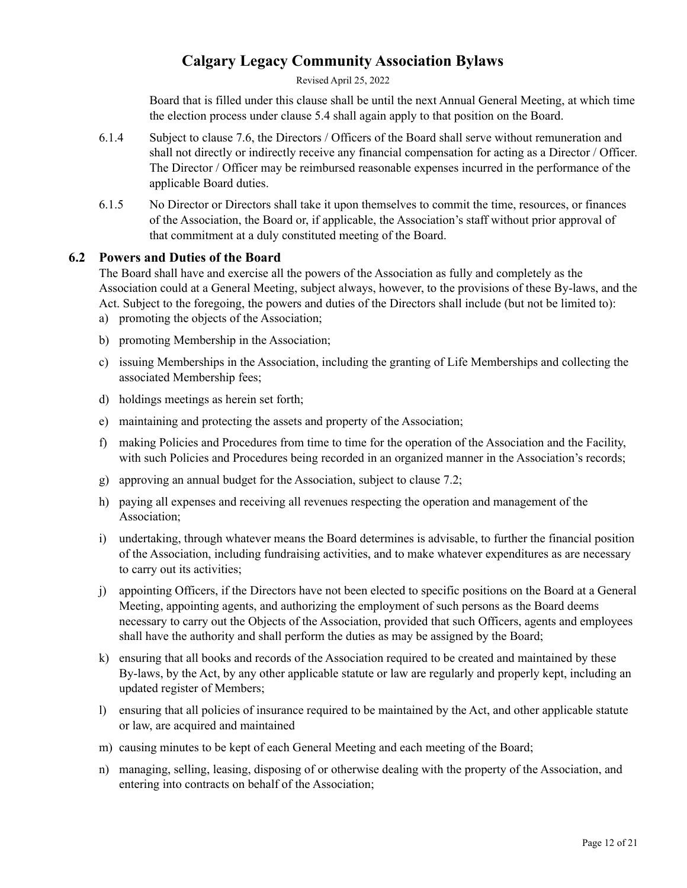Board that is filled under this clause shall be until the next Annual General Meeting, at which time the election process under clause 5.4 shall again apply to that position on the Board.

6.1.4 Subject to clause 7.6, the Directors / Officers of the Board shall serve without remuneration and shall not directly or indirectly receive any financial compensation for acting as a Director / Officer. The Director / Officer may be reimbursed reasonable expenses incurred in the performance of the applicable Board duties.

6.1.5 No Director or Directors shall take it upon themselves to commit the time, resources, or finances of the Association, the Board or, if applicable, the Association's staff without prior approval of that commitment at a duly constituted meeting of the Board.

## 6.2 Powers and Duties of the Board

The Board shall have and exercise all the powers of the Association as fully and completely as the Association could at a General Meeting, subject always, however, to the provisions of these By-laws, and the Act. Subject to the foregoing, the powers and duties of the Directors shall include (but not be limited to):

a) promoting the objects of the Association;

b) promoting Membership in the Association;

c) issuing Memberships in the Association, including the granting of Life Memberships and collecting the associated Membership fees;

d) holdings meetings as herein set forth;

e) maintaining and protecting the assets and property of the Association;

f) making Policies and Procedures from time to time for the operation of the Association and the Facility, with such Policies and Procedures being recorded in an organized manner in the Association's records;

g) approving an annual budget for the Association, subject to clause 7.2;

h) paying all expenses and receiving all revenues respecting the operation and management of the Association;

i) undertaking, through whatever means the Board determines is advisable, to further the financial position of the Association, including fundraising activities, and to make whatever expenditures as are necessary to carry out its activities;

j) appointing Officers, if the Directors have not been elected to specific positions on the Board at a General Meeting, appointing agents, and authorizing the employment of such persons as the Board deems necessary to carry out the Objects of the Association, provided that such Officers, agents and employees shall have the authority and shall perform the duties as may be assigned by the Board;

k) ensuring that all books and records of the Association required to be created and maintained by these By-laws, by the Act, by any other applicable statute or law are regularly and properly kept, including an updated register of Members;

l) ensuring that all policies of insurance required to be maintained by the Act, and other applicable statute or law, are acquired and maintained

m) causing minutes to be kept of each General Meeting and each meeting of the Board;

n) managing, selling, leasing, disposing of or otherwise dealing with the property of the Association, and entering into contracts on behalf of the Association;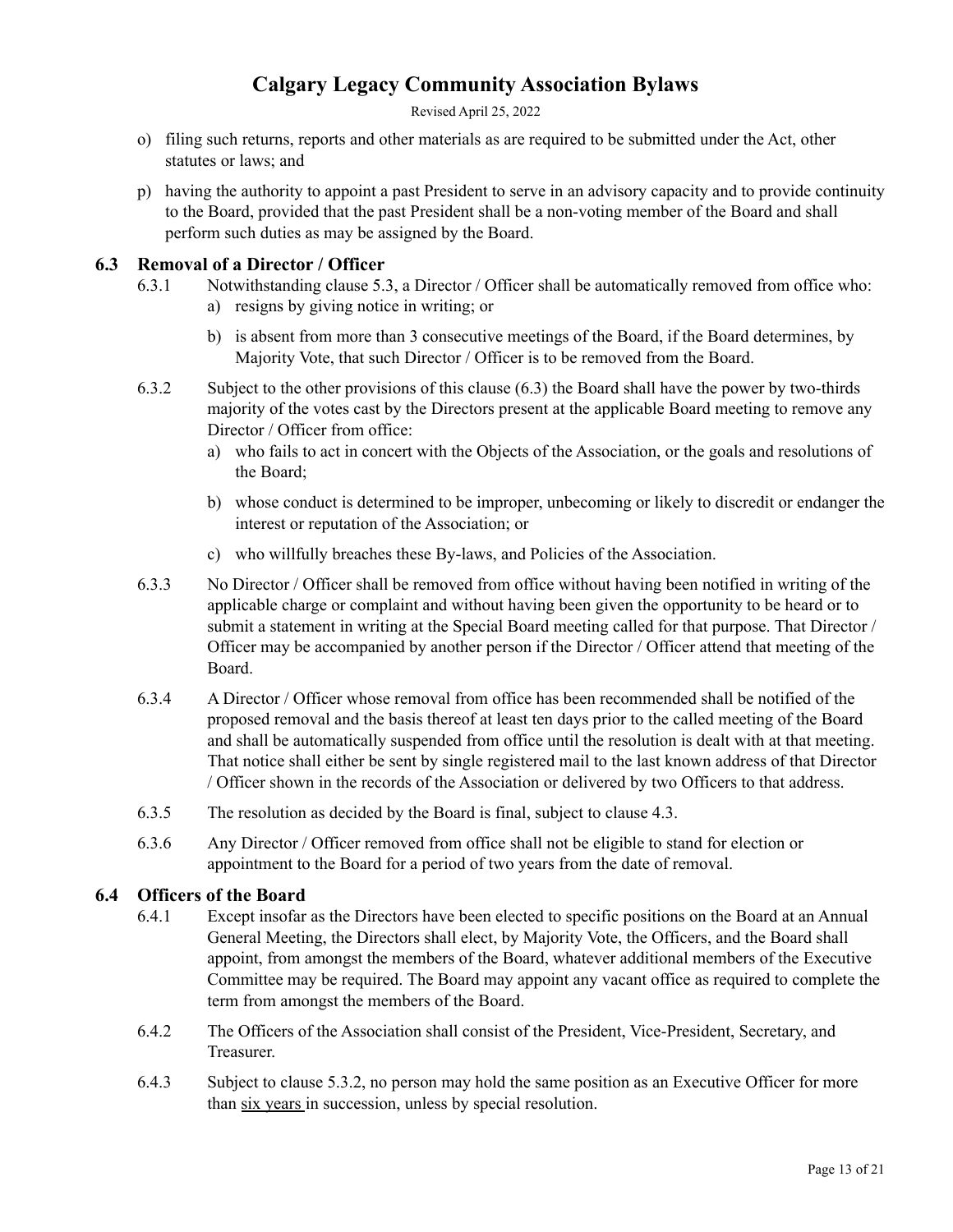o) filing such returns, reports and other materials as are required to be submitted under the Act, other statutes or laws; and

p) having the authority to appoint a past President to serve in an advisory capacity and to provide continuity to the Board, provided that the past President shall be a non-voting member of the Board and shall perform such duties as may be assigned by the Board.

## 6.3 Removal of a Director / Officer

6.3.1 Notwithstanding clause 5.3, a Director / Officer shall be automatically removed from office who:

a) resigns by giving notice in writing; or

b) is absent from more than 3 consecutive meetings of the Board, if the Board determines, by Majority Vote, that such Director / Officer is to be removed from the Board.

6.3.2 Subject to the other provisions of this clause (6.3) the Board shall have the power by two-thirds majority of the votes cast by the Directors present at the applicable Board meeting to remove any Director / Officer from office:

a) who fails to act in concert with the Objects of the Association, or the goals and resolutions of the Board;

b) whose conduct is determined to be improper, unbecoming or likely to discredit or endanger the interest or reputation of the Association; or

c) who willfully breaches these By-laws, and Policies of the Association.

6.3.3 No Director / Officer shall be removed from office without having been notified in writing of the applicable charge or complaint and without having been given the opportunity to be heard or to submit a statement in writing at the Special Board meeting called for that purpose. That Director / Officer may be accompanied by another person if the Director / Officer attend that meeting of the Board.

6.3.4 A Director / Officer whose removal from office has been recommended shall be notified of the proposed removal and the basis thereof at least ten days prior to the called meeting of the Board and shall be automatically suspended from office until the resolution is dealt with at that meeting. That notice shall either be sent by single registered mail to the last known address of that Director / Officer shown in the records of the Association or delivered by two Officers to that address.

6.3.5 The resolution as decided by the Board is final, subject to clause 4.3.

6.3.6 Any Director / Officer removed from office shall not be eligible to stand for election or appointment to the Board for a period of two years from the date of removal.

## 6.4 Officers of the Board

6.4.1 Except insofar as the Directors have been elected to specific positions on the Board at an Annual General Meeting, the Directors shall elect, by Majority Vote, the Officers, and the Board shall appoint, from amongst the members of the Board, whatever additional members of the Executive Committee may be required. The Board may appoint any vacant office as required to complete the term from amongst the members of the Board.

6.4.2 The Officers of the Association shall consist of the President, Vice-President, Secretary, and Treasurer.

6.4.3 Subject to clause 5.3.2, no person may hold the same position as an Executive Officer for more than six years in succession, unless by special resolution.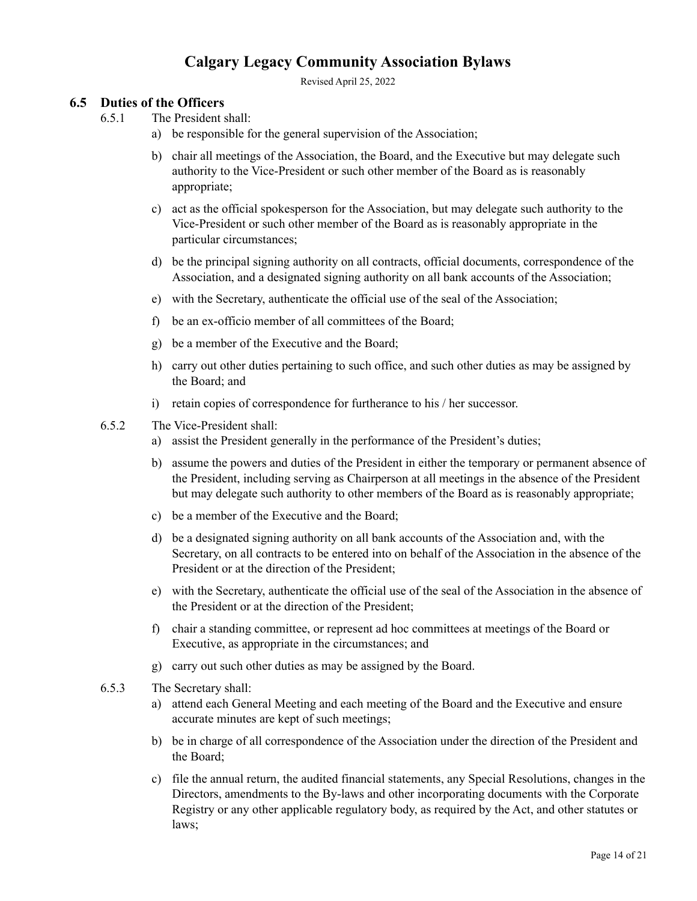### 6.5 Duties of the Officers

6.5.1 The President shall:

a) be responsible for the general supervision of the Association;

b) chair all meetings of the Association, the Board, and the Executive but may delegate such authority to the Vice-President or such other member of the Board as is reasonably appropriate;

c) act as the official spokesperson for the Association, but may delegate such authority to the Vice-President or such other member of the Board as is reasonably appropriate in the particular circumstances;

d) be the principal signing authority on all contracts, official documents, correspondence of the Association, and a designated signing authority on all bank accounts of the Association;

e) with the Secretary, authenticate the official use of the seal of the Association;

f) be an ex-officio member of all committees of the Board;

g) be a member of the Executive and the Board;

h) carry out other duties pertaining to such office, and such other duties as may be assigned by the Board; and

i) retain copies of correspondence for furtherance to his / her successor.

6.5.2 The Vice-President shall:

a) assist the President generally in the performance of the President's duties;

b) assume the powers and duties of the President in either the temporary or permanent absence of the President, including serving as Chairperson at all meetings in the absence of the President but may delegate such authority to other members of the Board as is reasonably appropriate;

c) be a member of the Executive and the Board;

d) be a designated signing authority on all bank accounts of the Association and, with the Secretary, on all contracts to be entered into on behalf of the Association in the absence of the President or at the direction of the President;

e) with the Secretary, authenticate the official use of the seal of the Association in the absence of the President or at the direction of the President;

f) chair a standing committee, or represent ad hoc committees at meetings of the Board or Executive, as appropriate in the circumstances; and

g) carry out such other duties as may be assigned by the Board.

6.5.3 The Secretary shall:

a) attend each General Meeting and each meeting of the Board and the Executive and ensure accurate minutes are kept of such meetings;

b) be in charge of all correspondence of the Association under the direction of the President and the Board;

c) file the annual return, the audited financial statements, any Special Resolutions, changes in the Directors, amendments to the By-laws and other incorporating documents with the Corporate Registry or any other applicable regulatory body, as required by the Act, and other statutes or laws;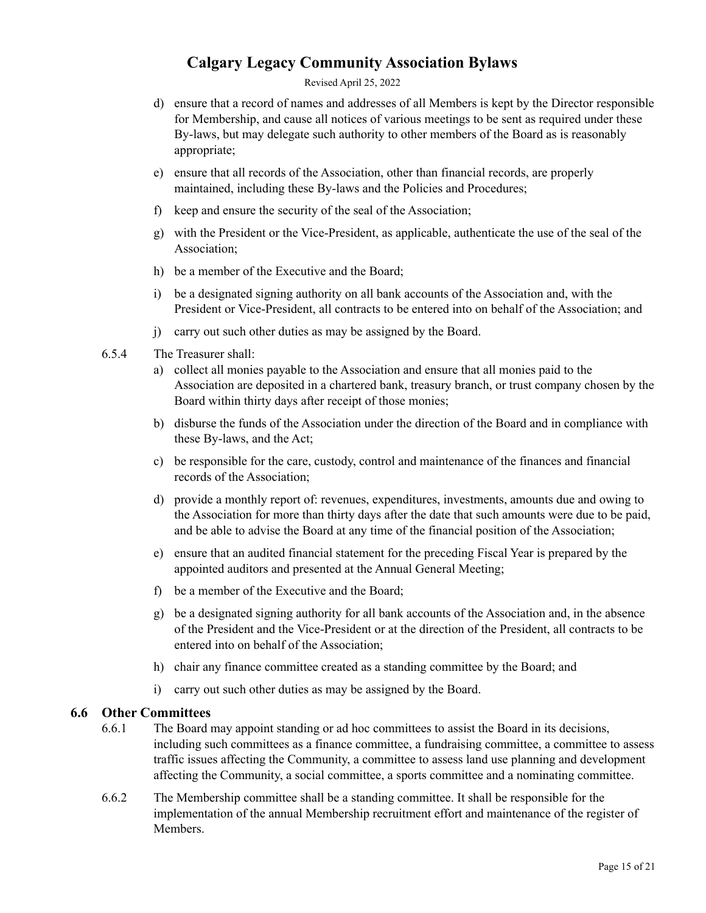d) ensure that a record of names and addresses of all Members is kept by the Director responsible for Membership, and cause all notices of various meetings to be sent as required under these By-laws, but may delegate such authority to other members of the Board as is reasonably appropriate;

e) ensure that all records of the Association, other than financial records, are properly maintained, including these By-laws and the Policies and Procedures;

f) keep and ensure the security of the seal of the Association;

g) with the President or the Vice-President, as applicable, authenticate the use of the seal of the Association;

h) be a member of the Executive and the Board;

i) be a designated signing authority on all bank accounts of the Association and, with the President or Vice-President, all contracts to be entered into on behalf of the Association; and

j) carry out such other duties as may be assigned by the Board.

6.5.4 The Treasurer shall:

a) collect all monies payable to the Association and ensure that all monies paid to the Association are deposited in a chartered bank, treasury branch, or trust company chosen by the Board within thirty days after receipt of those monies;

b) disburse the funds of the Association under the direction of the Board and in compliance with these By-laws, and the Act;

c) be responsible for the care, custody, control and maintenance of the finances and financial records of the Association;

d) provide a monthly report of: revenues, expenditures, investments, amounts due and owing to the Association for more than thirty days after the date that such amounts were due to be paid, and be able to advise the Board at any time of the financial position of the Association;

e) ensure that an audited financial statement for the preceding Fiscal Year is prepared by the appointed auditors and presented at the Annual General Meeting;

f) be a member of the Executive and the Board;

g) be a designated signing authority for all bank accounts of the Association and, in the absence of the President and the Vice-President or at the direction of the President, all contracts to be entered into on behalf of the Association;

h) chair any finance committee created as a standing committee by the Board; and

i) carry out such other duties as may be assigned by the Board.

## 6.6 Other Committees

6.6.1 The Board may appoint standing or ad hoc committees to assist the Board in its decisions, including such committees as a finance committee, a fundraising committee, a committee to assess traffic issues affecting the Community, a committee to assess land use planning and development affecting the Community, a social committee, a sports committee and a nominating committee.

6.6.2 The Membership committee shall be a standing committee. It shall be responsible for the implementation of the annual Membership recruitment effort and maintenance of the register of Members.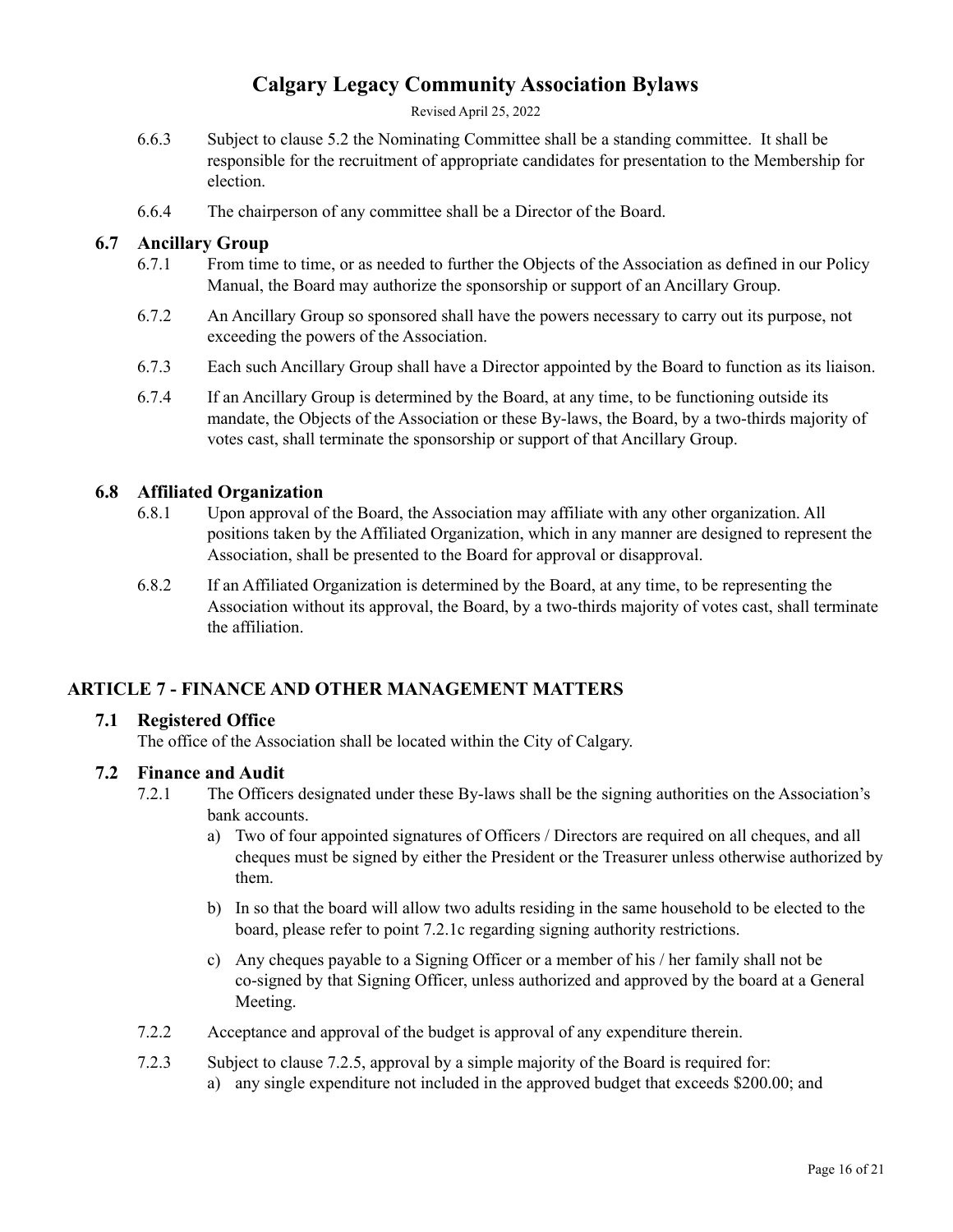6.6.3 Subject to clause 5.2 the Nominating Committee shall be a standing committee. It shall be responsible for the recruitment of appropriate candidates for presentation to the Membership for election.

6.6.4 The chairperson of any committee shall be a Director of the Board.

### 6.7 Ancillary Group

6.7.1 From time to time, or as needed to further the Objects of the Association as defined in our Policy Manual, the Board may authorize the sponsorship or support of an Ancillary Group.

6.7.2 An Ancillary Group so sponsored shall have the powers necessary to carry out its purpose, not exceeding the powers of the Association.

6.7.3 Each such Ancillary Group shall have a Director appointed by the Board to function as its liaison.

6.7.4 If an Ancillary Group is determined by the Board, at any time, to be functioning outside its mandate, the Objects of the Association or these By-laws, the Board, by a two-thirds majority of votes cast, shall terminate the sponsorship or support of that Ancillary Group.

### 6.8 Affiliated Organization

6.8.1 Upon approval of the Board, the Association may affiliate with any other organization. All positions taken by the Affiliated Organization, which in any manner are designed to represent the Association, shall be presented to the Board for approval or disapproval.

6.8.2 If an Affiliated Organization is determined by the Board, at any time, to be representing the Association without its approval, the Board, by a two-thirds majority of votes cast, shall terminate the affiliation.

## ARTICLE 7 - FINANCE AND OTHER MANAGEMENT MATTERS

### 7.1 Registered Office

The office of the Association shall be located within the City of Calgary.

### 7.2 Finance and Audit

7.2.1 The Officers designated under these By-laws shall be the signing authorities on the Association's bank accounts.

a) Two of four appointed signatures of Officers / Directors are required on all cheques, and all cheques must be signed by either the President or the Treasurer unless otherwise authorized by them.

b) In so that the board will allow two adults residing in the same household to be elected to the board, please refer to point 7.2.1c regarding signing authority restrictions.

c) Any cheques payable to a Signing Officer or a member of his / her family shall not be co-signed by that Signing Officer, unless authorized and approved by the board at a General Meeting.

7.2.2 Acceptance and approval of the budget is approval of any expenditure therein.

7.2.3 Subject to clause 7.2.5, approval by a simple majority of the Board is required for:

a) any single expenditure not included in the approved budget that exceeds $200.00; and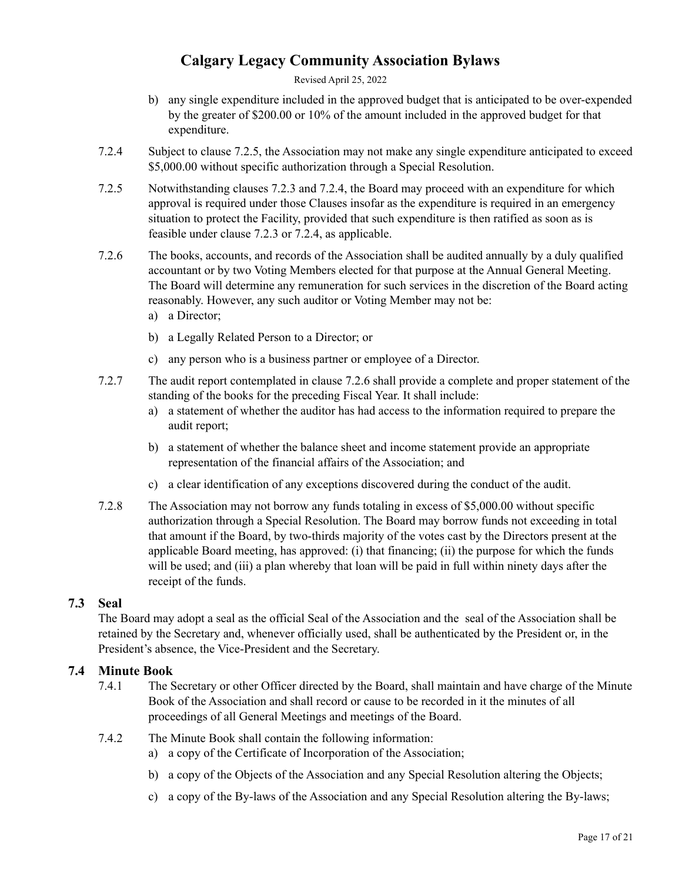b) any single expenditure included in the approved budget that is anticipated to be over-expended by the greater of $200.00 or 10% of the amount included in the approved budget for that expenditure.

7.2.4 Subject to clause 7.2.5, the Association may not make any single expenditure anticipated to exceed $5,000.00 without specific authorization through a Special Resolution.

7.2.5 Notwithstanding clauses 7.2.3 and 7.2.4, the Board may proceed with an expenditure for which approval is required under those Clauses insofar as the expenditure is required in an emergency situation to protect the Facility, provided that such expenditure is then ratified as soon as is feasible under clause 7.2.3 or 7.2.4, as applicable.

7.2.6 The books, accounts, and records of the Association shall be audited annually by a duly qualified accountant or by two Voting Members elected for that purpose at the Annual General Meeting. The Board will determine any remuneration for such services in the discretion of the Board acting reasonably. However, any such auditor or Voting Member may not be:

a) a Director;

b) a Legally Related Person to a Director; or

c) any person who is a business partner or employee of a Director.

7.2.7 The audit report contemplated in clause 7.2.6 shall provide a complete and proper statement of the standing of the books for the preceding Fiscal Year. It shall include:

a) a statement of whether the auditor has had access to the information required to prepare the audit report;

b) a statement of whether the balance sheet and income statement provide an appropriate representation of the financial affairs of the Association; and

c) a clear identification of any exceptions discovered during the conduct of the audit.

7.2.8 The Association may not borrow any funds totaling in excess of $5,000.00 without specific authorization through a Special Resolution. The Board may borrow funds not exceeding in total that amount if the Board, by two-thirds majority of the votes cast by the Directors present at the applicable Board meeting, has approved: (i) that financing; (ii) the purpose for which the funds will be used; and (iii) a plan whereby that loan will be paid in full within ninety days after the receipt of the funds.

## 7.3 Seal

The Board may adopt a seal as the official Seal of the Association and the seal of the Association shall be retained by the Secretary and, whenever officially used, shall be authenticated by the President or, in the President's absence, the Vice-President and the Secretary.

## 7.4 Minute Book

7.4.1 The Secretary or other Officer directed by the Board, shall maintain and have charge of the Minute Book of the Association and shall record or cause to be recorded in it the minutes of all proceedings of all General Meetings and meetings of the Board.

7.4.2 The Minute Book shall contain the following information:

a) a copy of the Certificate of Incorporation of the Association;

b) a copy of the Objects of the Association and any Special Resolution altering the Objects;

c) a copy of the By-laws of the Association and any Special Resolution altering the By-laws;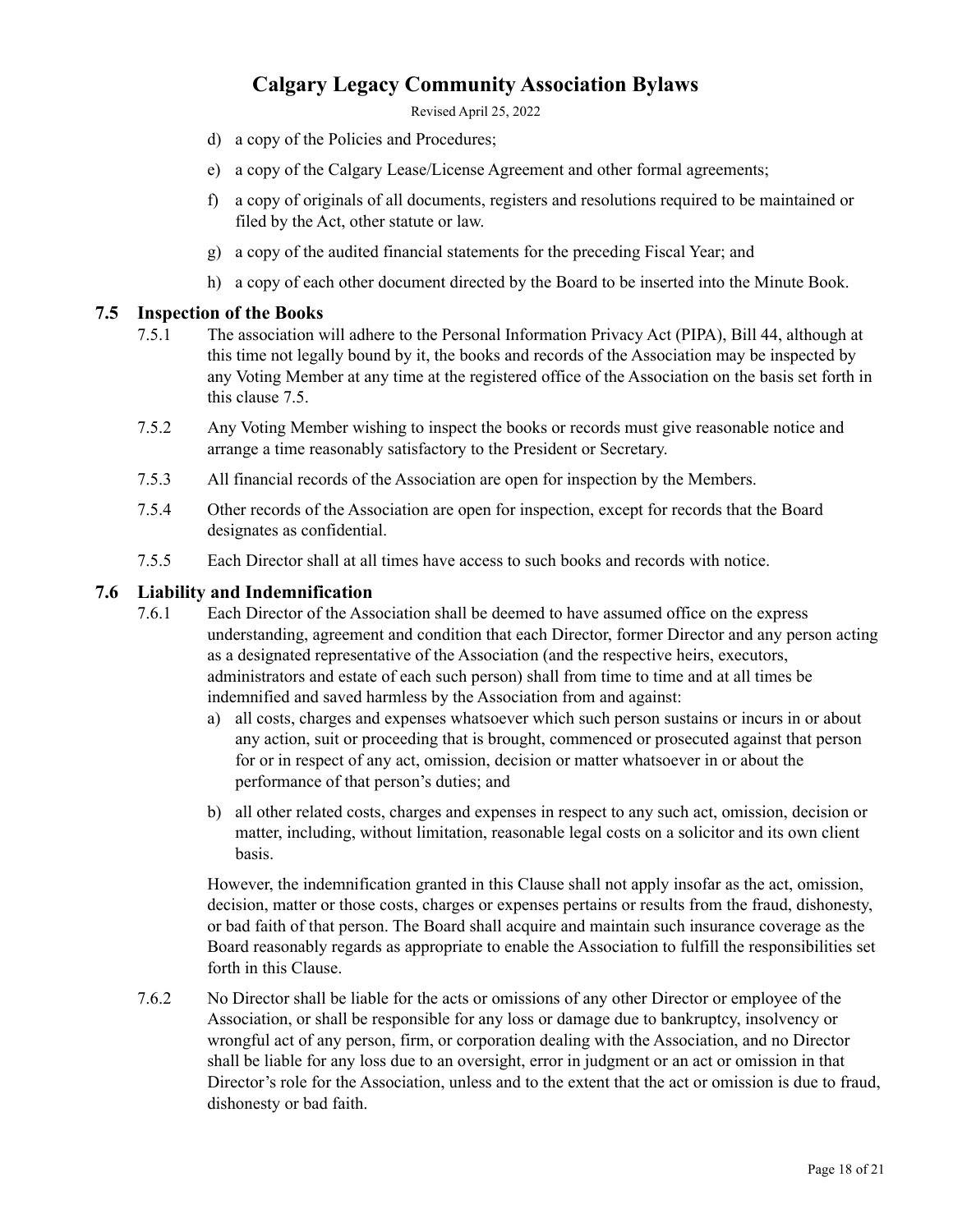d) a copy of the Policies and Procedures;

e) a copy of the Calgary Lease/License Agreement and other formal agreements;

f) a copy of originals of all documents, registers and resolutions required to be maintained or filed by the Act, other statute or law.

g) a copy of the audited financial statements for the preceding Fiscal Year; and

h) a copy of each other document directed by the Board to be inserted into the Minute Book.

## 7.5 Inspection of the Books

7.5.1 The association will adhere to the Personal Information Privacy Act (PIPA), Bill 44, although at this time not legally bound by it, the books and records of the Association may be inspected by any Voting Member at any time at the registered office of the Association on the basis set forth in this clause 7.5.

7.5.2 Any Voting Member wishing to inspect the books or records must give reasonable notice and arrange a time reasonably satisfactory to the President or Secretary.

7.5.3 All financial records of the Association are open for inspection by the Members.

7.5.4 Other records of the Association are open for inspection, except for records that the Board designates as confidential.

7.5.5 Each Director shall at all times have access to such books and records with notice.

## 7.6 Liability and Indemnification

7.6.1 Each Director of the Association shall be deemed to have assumed office on the express understanding, agreement and condition that each Director, former Director and any person acting as a designated representative of the Association (and the respective heirs, executors, administrators and estate of each such person) shall from time to time and at all times be indemnified and saved harmless by the Association from and against:

a) all costs, charges and expenses whatsoever which such person sustains or incurs in or about any action, suit or proceeding that is brought, commenced or prosecuted against that person for or in respect of any act, omission, decision or matter whatsoever in or about the performance of that person's duties; and

b) all other related costs, charges and expenses in respect to any such act, omission, decision or matter, including, without limitation, reasonable legal costs on a solicitor and its own client basis.

However, the indemnification granted in this Clause shall not apply insofar as the act, omission, decision, matter or those costs, charges or expenses pertains or results from the fraud, dishonesty, or bad faith of that person. The Board shall acquire and maintain such insurance coverage as the Board reasonably regards as appropriate to enable the Association to fulfill the responsibilities set forth in this Clause.

7.6.2 No Director shall be liable for the acts or omissions of any other Director or employee of the Association, or shall be responsible for any loss or damage due to bankruptcy, insolvency or wrongful act of any person, firm, or corporation dealing with the Association, and no Director shall be liable for any loss due to an oversight, error in judgment or an act or omission in that Director's role for the Association, unless and to the extent that the act or omission is due to fraud, dishonesty or bad faith.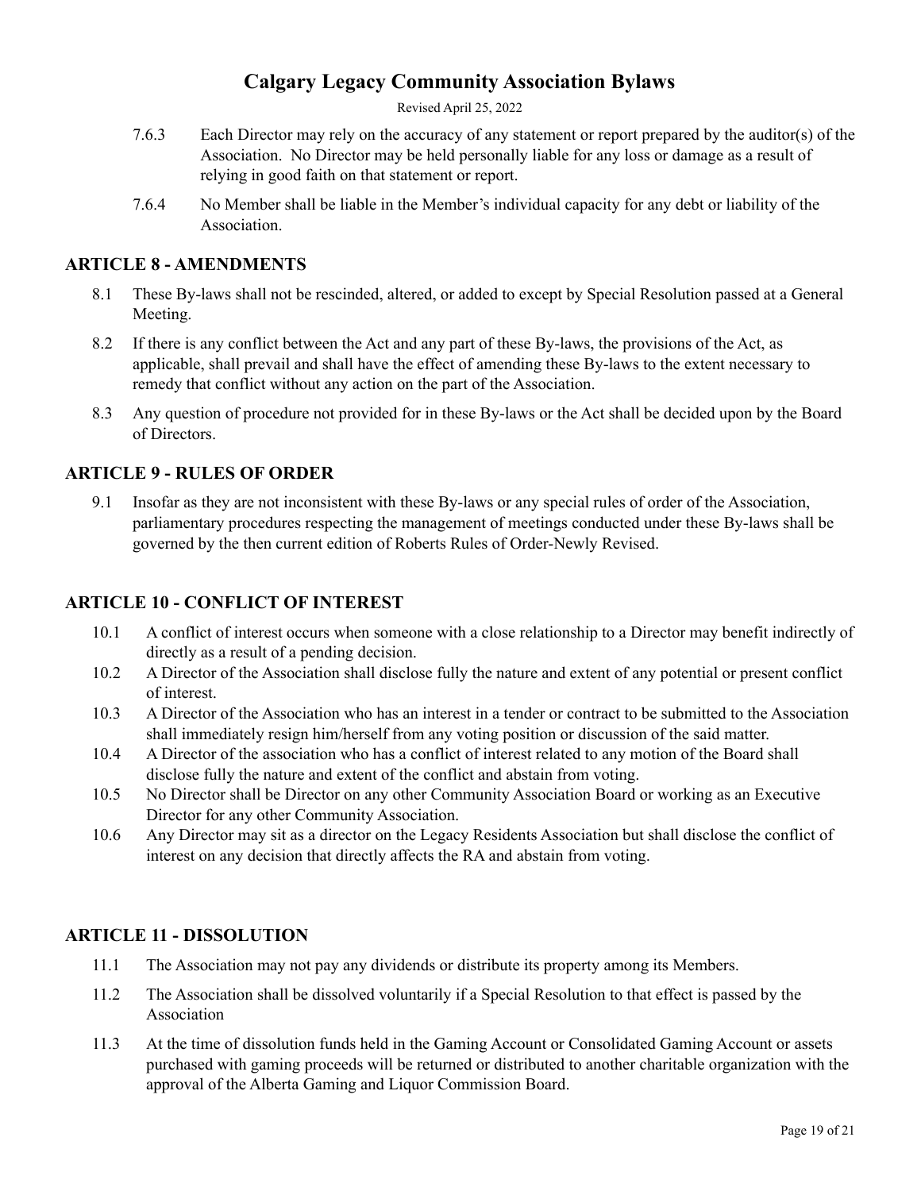7.6.3 Each Director may rely on the accuracy of any statement or report prepared by the auditor(s) of the Association. No Director may be held personally liable for any loss or damage as a result of relying in good faith on that statement or report.

7.6.4 No Member shall be liable in the Member's individual capacity for any debt or liability of the Association.

## ARTICLE 8 - AMENDMENTS

8.1 These By-laws shall not be rescinded, altered, or added to except by Special Resolution passed at a General Meeting.

8.2 If there is any conflict between the Act and any part of these By-laws, the provisions of the Act, as applicable, shall prevail and shall have the effect of amending these By-laws to the extent necessary to remedy that conflict without any action on the part of the Association.

8.3 Any question of procedure not provided for in these By-laws or the Act shall be decided upon by the Board of Directors.

## ARTICLE 9 - RULES OF ORDER

9.1 Insofar as they are not inconsistent with these By-laws or any special rules of order of the Association, parliamentary procedures respecting the management of meetings conducted under these By-laws shall be governed by the then current edition of Roberts Rules of Order-Newly Revised.

## ARTICLE 10 - CONFLICT OF INTEREST

10.1 A conflict of interest occurs when someone with a close relationship to a Director may benefit indirectly of directly as a result of a pending decision.

10.2 A Director of the Association shall disclose fully the nature and extent of any potential or present conflict of interest.

10.3 A Director of the Association who has an interest in a tender or contract to be submitted to the Association shall immediately resign him/herself from any voting position or discussion of the said matter.

10.4 A Director of the association who has a conflict of interest related to any motion of the Board shall disclose fully the nature and extent of the conflict and abstain from voting.

10.5 No Director shall be Director on any other Community Association Board or working as an Executive Director for any other Community Association.

10.6 Any Director may sit as a director on the Legacy Residents Association but shall disclose the conflict of interest on any decision that directly affects the RA and abstain from voting.

## ARTICLE 11 - DISSOLUTION

11.1 The Association may not pay any dividends or distribute its property among its Members.

11.2 The Association shall be dissolved voluntarily if a Special Resolution to that effect is passed by the Association

11.3 At the time of dissolution funds held in the Gaming Account or Consolidated Gaming Account or assets purchased with gaming proceeds will be returned or distributed to another charitable organization with the approval of the Alberta Gaming and Liquor Commission Board.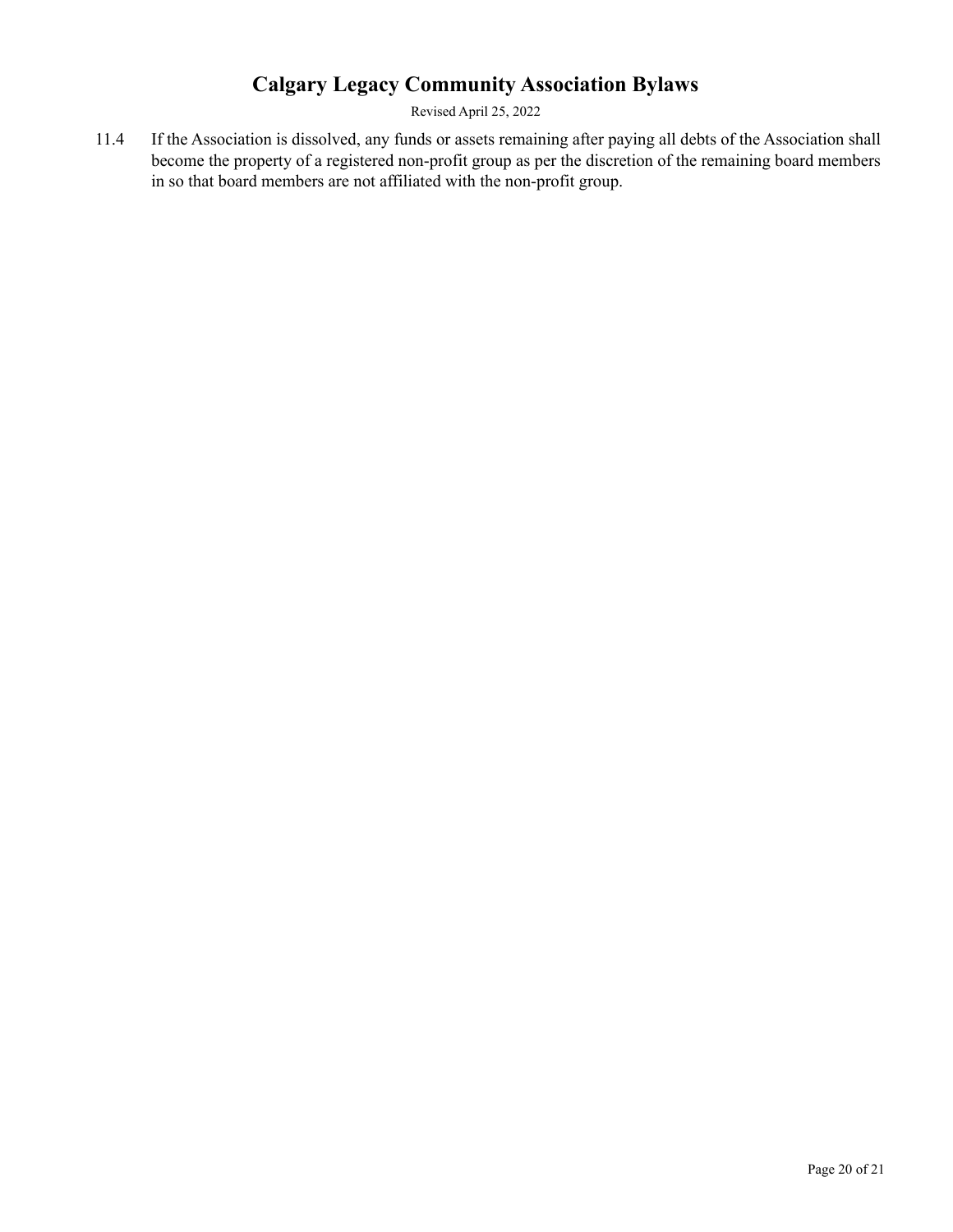11.4 If the Association is dissolved, any funds or assets remaining after paying all debts of the Association shall become the property of a registered non-profit group as per the discretion of the remaining board members in so that board members are not affiliated with the non-profit group.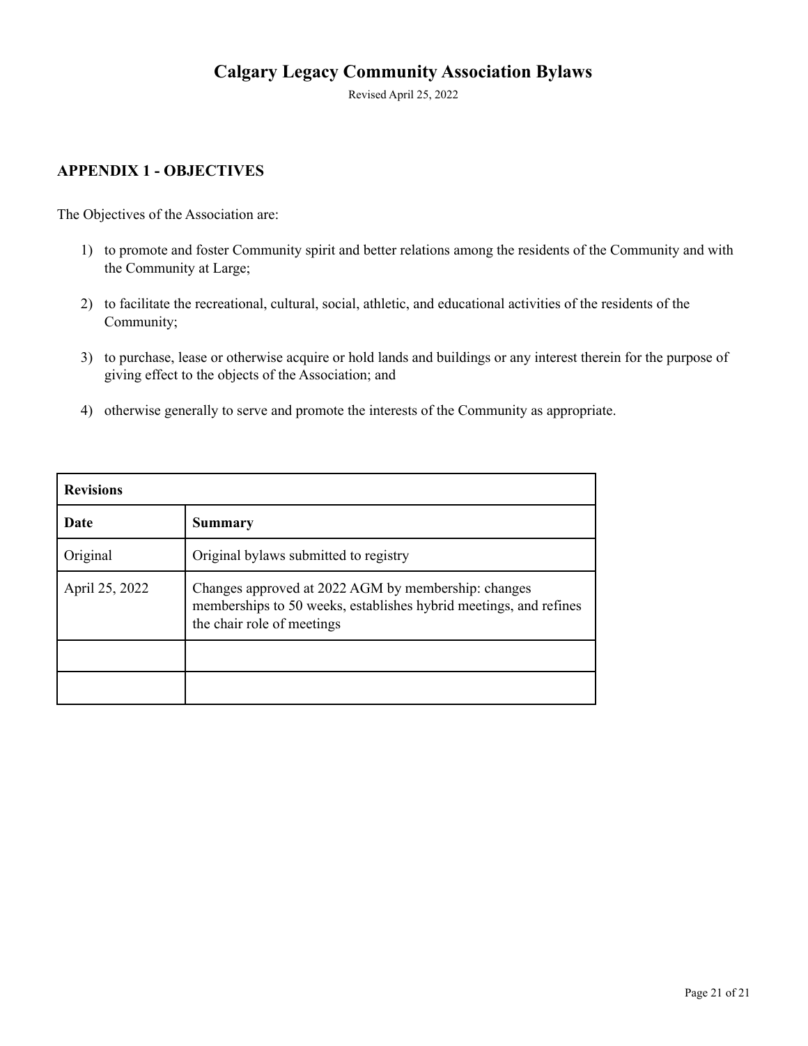## APPENDIX 1 - OBJECTIVES

The Objectives of the Association are:

1) to promote and foster Community spirit and better relations among the residents of the Community and with the Community at Large;

2) to facilitate the recreational, cultural, social, athletic, and educational activities of the residents of the Community;

3) to purchase, lease or otherwise acquire or hold lands and buildings or any interest therein for the purpose of giving effect to the objects of the Association; and

4) otherwise generally to serve and promote the interests of the Community as appropriate.

| **Revisions** | |
|---|---|
| **Date** | **Summary** |
| Original | Original bylaws submitted to registry |
| April 25, 2022 | Changes approved at 2022 AGM by membership: changes memberships to 50 weeks, establishes hybrid meetings, and refines the chair role of meetings |
| | |
| | |